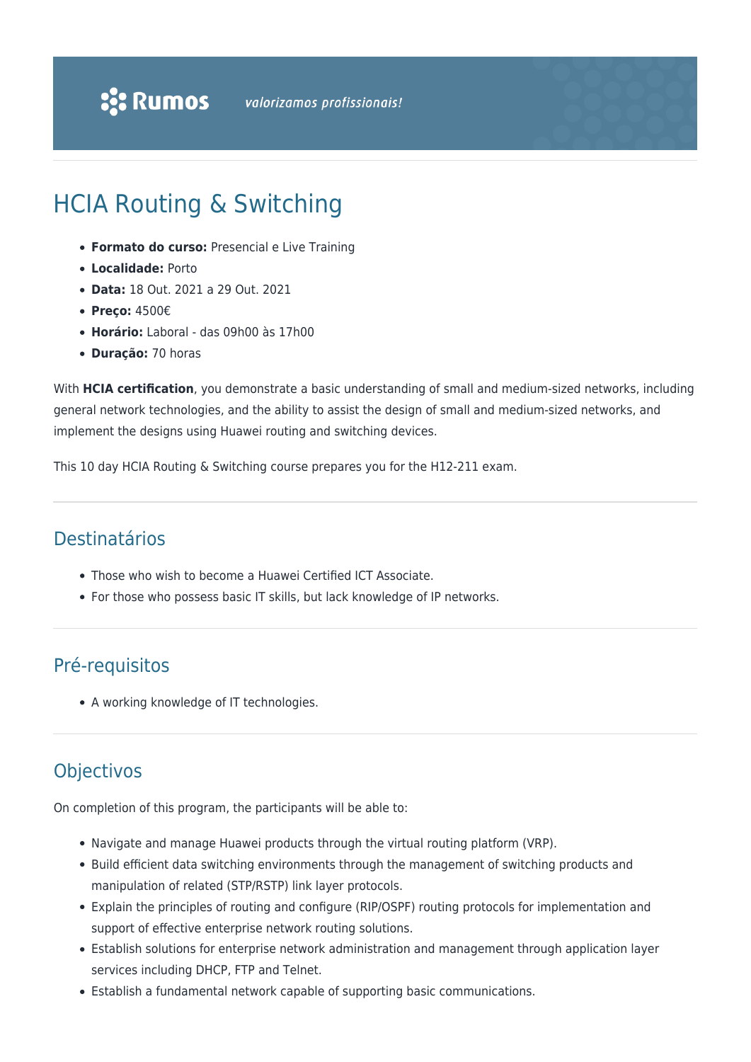Rumos valorizamos profissionais!

# HCIA Routing & Switching

- **Formato do curso:** Presencial e Live Training
- **Localidade:** Porto
- **Data:** 18 Out. 2021 a 29 Out. 2021
- **Preço:** 4500€
- **Horário:** Laboral - das 09h00 às 17h00
- **Duração:** 70 horas

With **HCIA certification**, you demonstrate a basic understanding of small and medium-sized networks, including general network technologies, and the ability to assist the design of small and medium-sized networks, and implement the designs using Huawei routing and switching devices.

This 10 day HCIA Routing & Switching course prepares you for the H12-211 exam.

## Destinatários

- Those who wish to become a Huawei Certified ICT Associate.
- For those who possess basic IT skills, but lack knowledge of IP networks.

## Pré-requisitos

- A working knowledge of IT technologies.

## Objectivos

On completion of this program, the participants will be able to:

- Navigate and manage Huawei products through the virtual routing platform (VRP).
- Build efficient data switching environments through the management of switching products and manipulation of related (STP/RSTP) link layer protocols.
- Explain the principles of routing and configure (RIP/OSPF) routing protocols for implementation and support of effective enterprise network routing solutions.
- Establish solutions for enterprise network administration and management through application layer services including DHCP, FTP and Telnet.
- Establish a fundamental network capable of supporting basic communications.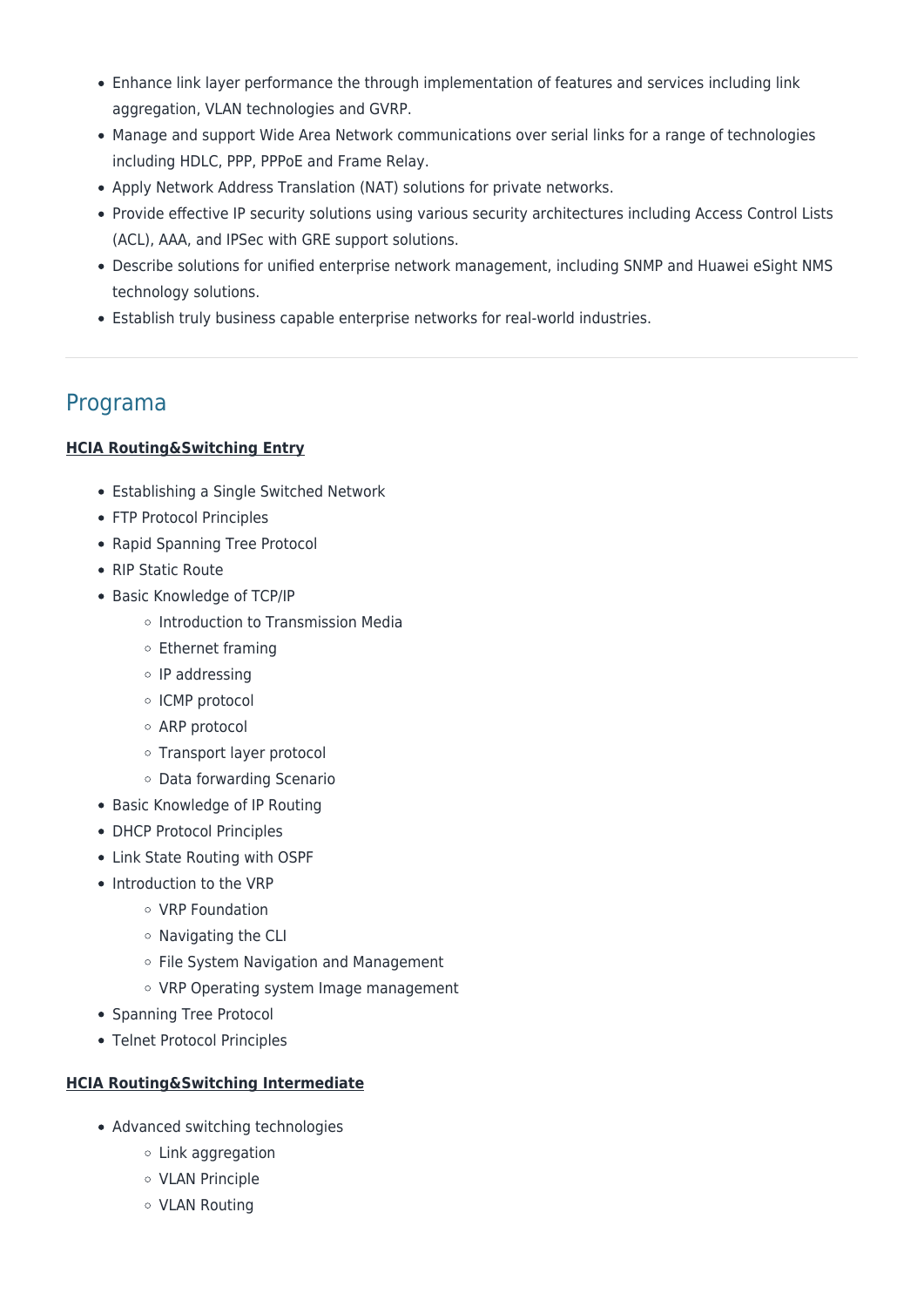- Enhance link layer performance the through implementation of features and services including link aggregation, VLAN technologies and GVRP.
- Manage and support Wide Area Network communications over serial links for a range of technologies including HDLC, PPP, PPPoE and Frame Relay.
- Apply Network Address Translation (NAT) solutions for private networks.
- Provide effective IP security solutions using various security architectures including Access Control Lists (ACL), AAA, and IPSec with GRE support solutions.
- Describe solutions for unified enterprise network management, including SNMP and Huawei eSight NMS technology solutions.
- Establish truly business capable enterprise networks for real-world industries.

---

## Programa

**HCIA Routing&Switching Entry**

- Establishing a Single Switched Network
- FTP Protocol Principles
- Rapid Spanning Tree Protocol
- RIP Static Route
- Basic Knowledge of TCP/IP
    - Introduction to Transmission Media
    - Ethernet framing
    - IP addressing
    - ICMP protocol
    - ARP protocol
    - Transport layer protocol
    - Data forwarding Scenario
- Basic Knowledge of IP Routing
- DHCP Protocol Principles
- Link State Routing with OSPF
- Introduction to the VRP
    - VRP Foundation
    - Navigating the CLI
    - File System Navigation and Management
    - VRP Operating system Image management
- Spanning Tree Protocol
- Telnet Protocol Principles

**HCIA Routing&Switching Intermediate**

- Advanced switching technologies
    - Link aggregation
    - VLAN Principle
    - VLAN Routing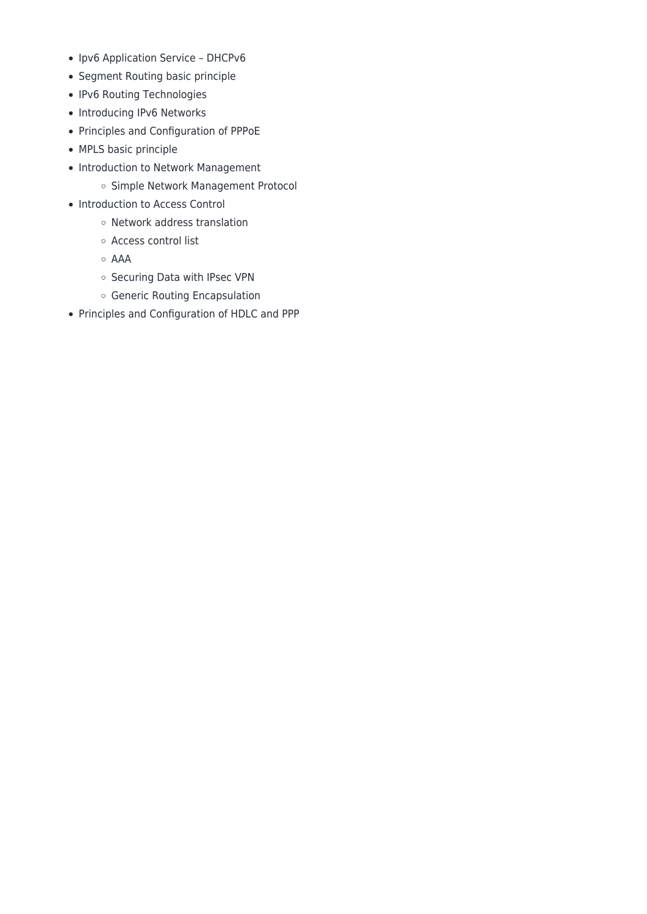- Ipv6 Application Service – DHCPv6
- Segment Routing basic principle
- IPv6 Routing Technologies
- Introducing IPv6 Networks
- Principles and Configuration of PPPoE
- MPLS basic principle
- Introduction to Network Management
    - Simple Network Management Protocol
- Introduction to Access Control
    - Network address translation
    - Access control list
    - AAA
    - Securing Data with IPsec VPN
    - Generic Routing Encapsulation
- Principles and Configuration of HDLC and PPP